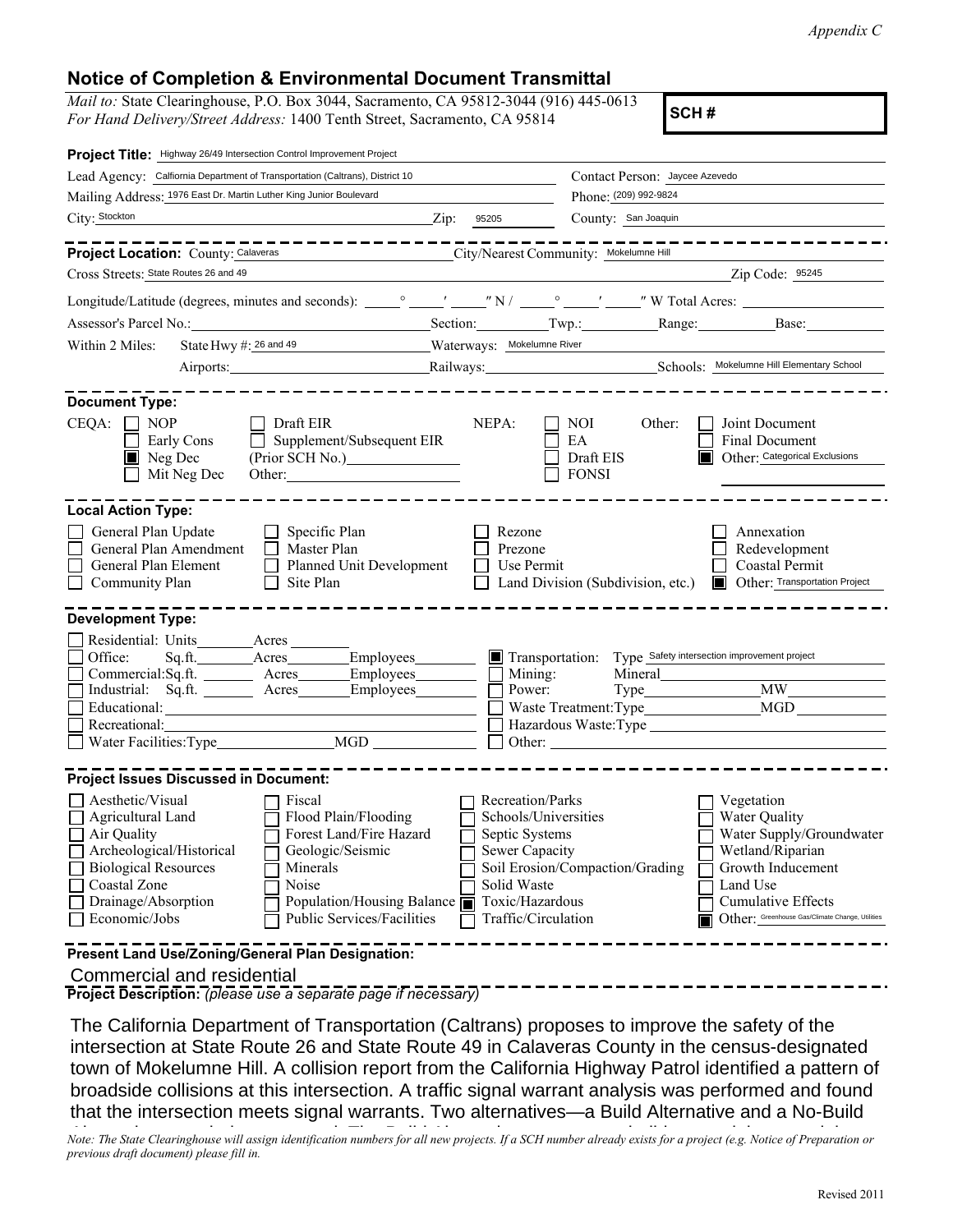*Appendix C*

## Notice of Completion & Environmental Document Transmittal

*Mail to:* State Clearinghouse, P.O. Box 3044, Sacramento, CA 95812-3044 (916) 445-0613
*For Hand Delivery/Street Address:* 1400 Tenth Street, Sacramento, CA 95814

**SCH #**

**Project Title:** Highway 26/49 Intersection Control Improvement Project

Lead Agency: California Department of Transportation (Caltrans), District 10
Contact Person: Jaycee Azevedo
Mailing Address: 1976 East Dr. Martin Luther King Junior Boulevard
Phone: (209) 992-9824
City: Stockton Zip: 95205
County: San Joaquin

**Project Location:** County: Calaveras City/Nearest Community: Mokelumne Hill
Cross Streets: State Routes 26 and 49 Zip Code: 95245
Longitude/Latitude (degrees, minutes and seconds): ____° ____′ ____″ N / ____° ____′ ____″ W Total Acres: ____
Assessor's Parcel No.: ____ Section: ____ Twp.: ____ Range: ____ Base: ____
Within 2 Miles: State Hwy #: 26 and 49 Waterways: Mokelumne River
Airports: ____ Railways: ____ Schools: Mokelumne Hill Elementary School

**Document Type:**

CEQA:
- [ ] NOP
- [ ] Early Cons
- [x] Neg Dec
- [ ] Mit Neg Dec
- [ ] Draft EIR
- [ ] Supplement/Subsequent EIR (Prior SCH No.) ____
- Other: ____

NEPA:
- [ ] NOI
- [ ] EA
- [ ] Draft EIS
- [ ] FONSI

Other:
- [ ] Joint Document
- [ ] Final Document
- [x] Other: Categorical Exclusions

**Local Action Type:**

- [ ] General Plan Update
- [ ] General Plan Amendment
- [ ] General Plan Element
- [ ] Community Plan
- [ ] Specific Plan
- [ ] Master Plan
- [ ] Planned Unit Development
- [ ] Site Plan
- [ ] Rezone
- [ ] Prezone
- [ ] Use Permit
- [ ] Land Division (Subdivision, etc.)
- [ ] Annexation
- [ ] Redevelopment
- [ ] Coastal Permit
- [x] Other: Transportation Project

**Development Type:**

- [ ] Residential: Units ____ Acres ____
- [ ] Office: Sq.ft. ____ Acres ____ Employees ____
- [ ] Commercial: Sq.ft. ____ Acres ____ Employees ____
- [ ] Industrial: Sq.ft. ____ Acres ____ Employees ____
- [ ] Educational: ____
- [ ] Recreational: ____
- [ ] Water Facilities: Type ____ MGD ____
- [x] Transportation: Type Safety intersection improvement project
- [ ] Mining: Mineral ____
- [ ] Power: Type ____ MW ____
- [ ] Waste Treatment: Type ____ MGD ____
- [ ] Hazardous Waste: Type ____
- [ ] Other: ____

**Project Issues Discussed in Document:**

- [ ] Aesthetic/Visual
- [ ] Agricultural Land
- [ ] Air Quality
- [ ] Archeological/Historical
- [ ] Biological Resources
- [ ] Coastal Zone
- [ ] Drainage/Absorption
- [ ] Economic/Jobs
- [ ] Fiscal
- [ ] Flood Plain/Flooding
- [ ] Forest Land/Fire Hazard
- [ ] Geologic/Seismic
- [ ] Minerals
- [ ] Noise
- [ ] Population/Housing Balance
- [ ] Public Services/Facilities
- [ ] Recreation/Parks
- [ ] Schools/Universities
- [ ] Septic Systems
- [ ] Sewer Capacity
- [ ] Soil Erosion/Compaction/Grading
- [ ] Solid Waste
- [x] Toxic/Hazardous
- [ ] Traffic/Circulation
- [ ] Vegetation
- [ ] Water Quality
- [ ] Water Supply/Groundwater
- [ ] Wetland/Riparian
- [ ] Growth Inducement
- [ ] Land Use
- [ ] Cumulative Effects
- [x] Other: Greenhouse Gas/Climate Change, Utilities

**Present Land Use/Zoning/General Plan Designation:**

Commercial and residential

**Project Description:** *(please use a separate page if necessary)*

The California Department of Transportation (Caltrans) proposes to improve the safety of the intersection at State Route 26 and State Route 49 in Calaveras County in the census-designated town of Mokelumne Hill. A collision report from the California Highway Patrol identified a pattern of broadside collisions at this intersection. A traffic signal warrant analysis was performed and found that the intersection meets signal warrants. Two alternatives—a Build Alternative and a No-Build

*Note: The State Clearinghouse will assign identification numbers for all new projects. If a SCH number already exists for a project (e.g. Notice of Preparation or previous draft document) please fill in.*

Revised 2011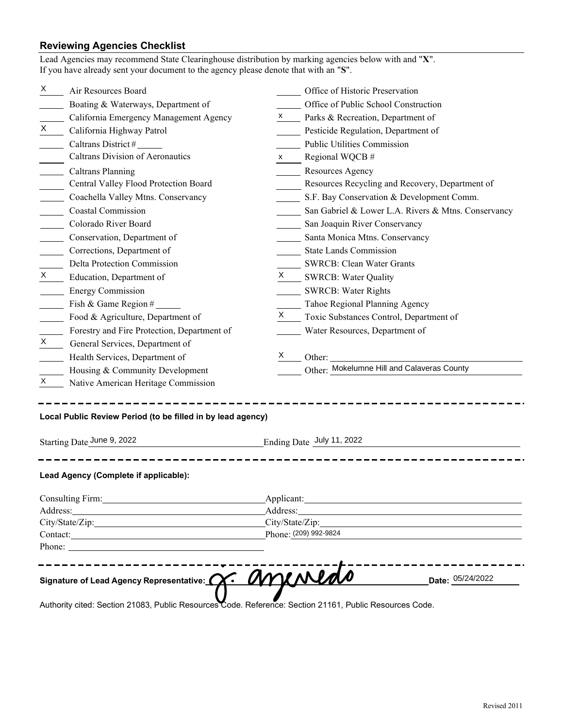## Reviewing Agencies Checklist

Lead Agencies may recommend State Clearinghouse distribution by marking agencies below with and "**X**".
If you have already sent your document to the agency please denote that with an "**S**".

| | | | |
|---|---|---|---|
| X | Air Resources Board | | Office of Historic Preservation |
| | Boating & Waterways, Department of | | Office of Public School Construction |
| | California Emergency Management Agency | x | Parks & Recreation, Department of |
| X | California Highway Patrol | | Pesticide Regulation, Department of |
| | Caltrans District # ____ | | Public Utilities Commission |
| | Caltrans Division of Aeronautics | x | Regional WQCB # |
| | Caltrans Planning | | Resources Agency |
| | Central Valley Flood Protection Board | | Resources Recycling and Recovery, Department of |
| | Coachella Valley Mtns. Conservancy | | S.F. Bay Conservation & Development Comm. |
| | Coastal Commission | | San Gabriel & Lower L.A. Rivers & Mtns. Conservancy |
| | Colorado River Board | | San Joaquin River Conservancy |
| | Conservation, Department of | | Santa Monica Mtns. Conservancy |
| | Corrections, Department of | | State Lands Commission |
| | Delta Protection Commission | | SWRCB: Clean Water Grants |
| X | Education, Department of | X | SWRCB: Water Quality |
| | Energy Commission | | SWRCB: Water Rights |
| | Fish & Game Region # ____ | | Tahoe Regional Planning Agency |
| | Food & Agriculture, Department of | X | Toxic Substances Control, Department of |
| | Forestry and Fire Protection, Department of | | Water Resources, Department of |
| X | General Services, Department of | | |
| | Health Services, Department of | X | Other: |
| | Housing & Community Development | | Other: Mokelumne Hill and Calaveras County |
| X | Native American Heritage Commission | | |

**Local Public Review Period (to be filled in by lead agency)**

Starting Date June 9, 2022 Ending Date July 11, 2022

**Lead Agency (Complete if applicable):**

Consulting Firm: Applicant:
Address: Address:
City/State/Zip: City/State/Zip:
Contact: Phone: (209) 992-9824
Phone:

**Signature of Lead Agency Representative:** J. Azevedo **Date:** 05/24/2022

Authority cited: Section 21083, Public Resources Code. Reference: Section 21161, Public Resources Code.

Revised 2011